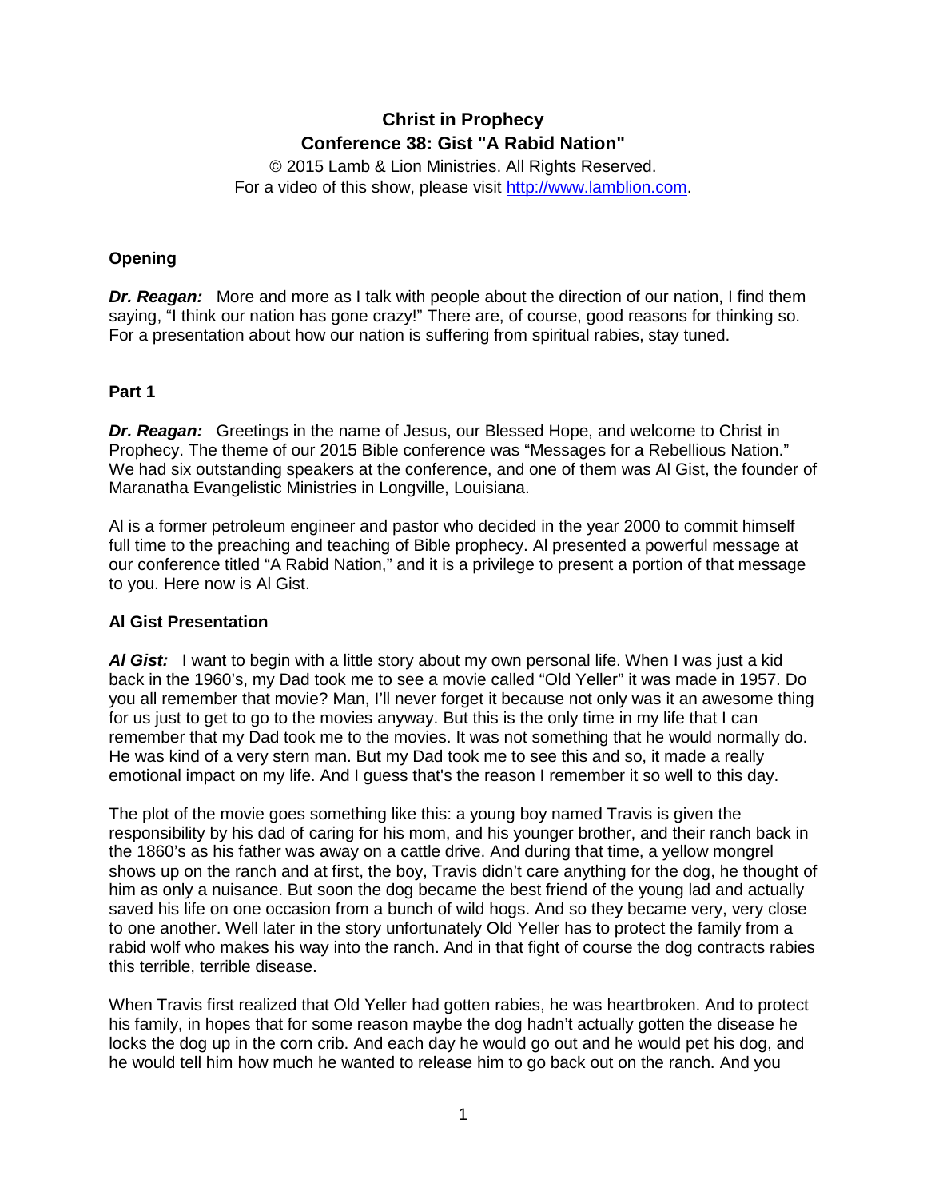# Christ in Prophecy
# Conference 38: Gist "A Rabid Nation"

© 2015 Lamb & Lion Ministries. All Rights Reserved.
For a video of this show, please visit http://www.lamblion.com.

## Opening

***Dr. Reagan:*** More and more as I talk with people about the direction of our nation, I find them saying, "I think our nation has gone crazy!" There are, of course, good reasons for thinking so. For a presentation about how our nation is suffering from spiritual rabies, stay tuned.

## Part 1

***Dr. Reagan:*** Greetings in the name of Jesus, our Blessed Hope, and welcome to Christ in Prophecy. The theme of our 2015 Bible conference was "Messages for a Rebellious Nation." We had six outstanding speakers at the conference, and one of them was Al Gist, the founder of Maranatha Evangelistic Ministries in Longville, Louisiana.

Al is a former petroleum engineer and pastor who decided in the year 2000 to commit himself full time to the preaching and teaching of Bible prophecy. Al presented a powerful message at our conference titled "A Rabid Nation," and it is a privilege to present a portion of that message to you. Here now is Al Gist.

## Al Gist Presentation

***Al Gist:*** I want to begin with a little story about my own personal life. When I was just a kid back in the 1960's, my Dad took me to see a movie called "Old Yeller" it was made in 1957. Do you all remember that movie? Man, I'll never forget it because not only was it an awesome thing for us just to get to go to the movies anyway. But this is the only time in my life that I can remember that my Dad took me to the movies. It was not something that he would normally do. He was kind of a very stern man. But my Dad took me to see this and so, it made a really emotional impact on my life. And I guess that's the reason I remember it so well to this day.

The plot of the movie goes something like this: a young boy named Travis is given the responsibility by his dad of caring for his mom, and his younger brother, and their ranch back in the 1860's as his father was away on a cattle drive. And during that time, a yellow mongrel shows up on the ranch and at first, the boy, Travis didn't care anything for the dog, he thought of him as only a nuisance. But soon the dog became the best friend of the young lad and actually saved his life on one occasion from a bunch of wild hogs. And so they became very, very close to one another. Well later in the story unfortunately Old Yeller has to protect the family from a rabid wolf who makes his way into the ranch. And in that fight of course the dog contracts rabies this terrible, terrible disease.

When Travis first realized that Old Yeller had gotten rabies, he was heartbroken. And to protect his family, in hopes that for some reason maybe the dog hadn't actually gotten the disease he locks the dog up in the corn crib. And each day he would go out and he would pet his dog, and he would tell him how much he wanted to release him to go back out on the ranch. And you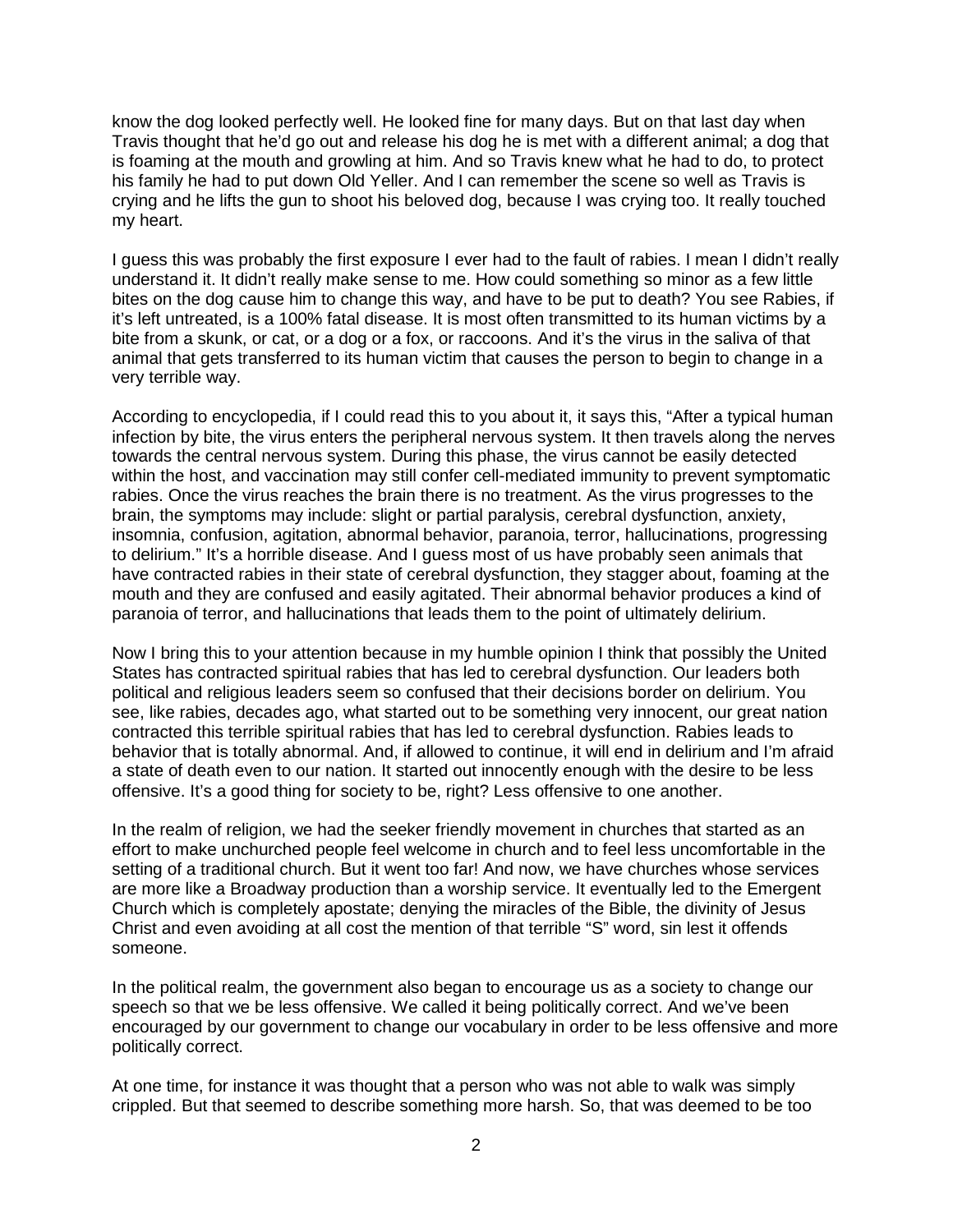know the dog looked perfectly well. He looked fine for many days. But on that last day when Travis thought that he'd go out and release his dog he is met with a different animal; a dog that is foaming at the mouth and growling at him. And so Travis knew what he had to do, to protect his family he had to put down Old Yeller. And I can remember the scene so well as Travis is crying and he lifts the gun to shoot his beloved dog, because I was crying too. It really touched my heart.

I guess this was probably the first exposure I ever had to the fault of rabies. I mean I didn't really understand it. It didn't really make sense to me. How could something so minor as a few little bites on the dog cause him to change this way, and have to be put to death? You see Rabies, if it's left untreated, is a 100% fatal disease. It is most often transmitted to its human victims by a bite from a skunk, or cat, or a dog or a fox, or raccoons. And it's the virus in the saliva of that animal that gets transferred to its human victim that causes the person to begin to change in a very terrible way.

According to encyclopedia, if I could read this to you about it, it says this, "After a typical human infection by bite, the virus enters the peripheral nervous system. It then travels along the nerves towards the central nervous system. During this phase, the virus cannot be easily detected within the host, and vaccination may still confer cell-mediated immunity to prevent symptomatic rabies. Once the virus reaches the brain there is no treatment. As the virus progresses to the brain, the symptoms may include: slight or partial paralysis, cerebral dysfunction, anxiety, insomnia, confusion, agitation, abnormal behavior, paranoia, terror, hallucinations, progressing to delirium." It's a horrible disease. And I guess most of us have probably seen animals that have contracted rabies in their state of cerebral dysfunction, they stagger about, foaming at the mouth and they are confused and easily agitated. Their abnormal behavior produces a kind of paranoia of terror, and hallucinations that leads them to the point of ultimately delirium.

Now I bring this to your attention because in my humble opinion I think that possibly the United States has contracted spiritual rabies that has led to cerebral dysfunction. Our leaders both political and religious leaders seem so confused that their decisions border on delirium. You see, like rabies, decades ago, what started out to be something very innocent, our great nation contracted this terrible spiritual rabies that has led to cerebral dysfunction. Rabies leads to behavior that is totally abnormal. And, if allowed to continue, it will end in delirium and I'm afraid a state of death even to our nation. It started out innocently enough with the desire to be less offensive. It's a good thing for society to be, right? Less offensive to one another.

In the realm of religion, we had the seeker friendly movement in churches that started as an effort to make unchurched people feel welcome in church and to feel less uncomfortable in the setting of a traditional church. But it went too far! And now, we have churches whose services are more like a Broadway production than a worship service. It eventually led to the Emergent Church which is completely apostate; denying the miracles of the Bible, the divinity of Jesus Christ and even avoiding at all cost the mention of that terrible "S" word, sin lest it offends someone.

In the political realm, the government also began to encourage us as a society to change our speech so that we be less offensive. We called it being politically correct. And we've been encouraged by our government to change our vocabulary in order to be less offensive and more politically correct.

At one time, for instance it was thought that a person who was not able to walk was simply crippled. But that seemed to describe something more harsh. So, that was deemed to be too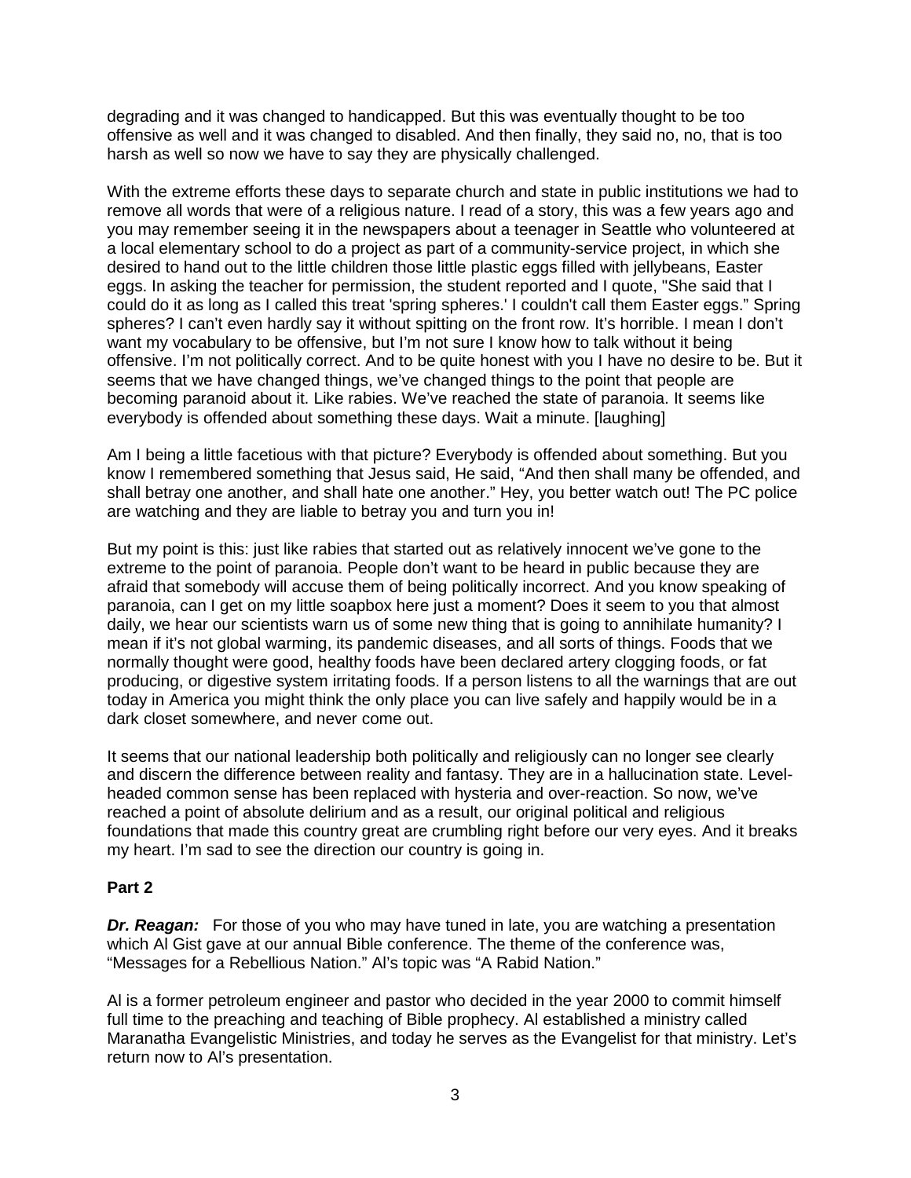degrading and it was changed to handicapped. But this was eventually thought to be too offensive as well and it was changed to disabled. And then finally, they said no, no, that is too harsh as well so now we have to say they are physically challenged.

With the extreme efforts these days to separate church and state in public institutions we had to remove all words that were of a religious nature. I read of a story, this was a few years ago and you may remember seeing it in the newspapers about a teenager in Seattle who volunteered at a local elementary school to do a project as part of a community-service project, in which she desired to hand out to the little children those little plastic eggs filled with jellybeans, Easter eggs. In asking the teacher for permission, the student reported and I quote, "She said that I could do it as long as I called this treat 'spring spheres.' I couldn't call them Easter eggs." Spring spheres? I can't even hardly say it without spitting on the front row. It's horrible. I mean I don't want my vocabulary to be offensive, but I'm not sure I know how to talk without it being offensive. I'm not politically correct. And to be quite honest with you I have no desire to be. But it seems that we have changed things, we've changed things to the point that people are becoming paranoid about it. Like rabies. We've reached the state of paranoia. It seems like everybody is offended about something these days. Wait a minute. [laughing]

Am I being a little facetious with that picture? Everybody is offended about something. But you know I remembered something that Jesus said, He said, "And then shall many be offended, and shall betray one another, and shall hate one another." Hey, you better watch out! The PC police are watching and they are liable to betray you and turn you in!

But my point is this: just like rabies that started out as relatively innocent we've gone to the extreme to the point of paranoia. People don't want to be heard in public because they are afraid that somebody will accuse them of being politically incorrect. And you know speaking of paranoia, can I get on my little soapbox here just a moment? Does it seem to you that almost daily, we hear our scientists warn us of some new thing that is going to annihilate humanity? I mean if it's not global warming, its pandemic diseases, and all sorts of things. Foods that we normally thought were good, healthy foods have been declared artery clogging foods, or fat producing, or digestive system irritating foods. If a person listens to all the warnings that are out today in America you might think the only place you can live safely and happily would be in a dark closet somewhere, and never come out.

It seems that our national leadership both politically and religiously can no longer see clearly and discern the difference between reality and fantasy. They are in a hallucination state. Level-headed common sense has been replaced with hysteria and over-reaction. So now, we've reached a point of absolute delirium and as a result, our original political and religious foundations that made this country great are crumbling right before our very eyes. And it breaks my heart. I'm sad to see the direction our country is going in.

**Part 2**

***Dr. Reagan:*** For those of you who may have tuned in late, you are watching a presentation which Al Gist gave at our annual Bible conference. The theme of the conference was, "Messages for a Rebellious Nation." Al's topic was "A Rabid Nation."

Al is a former petroleum engineer and pastor who decided in the year 2000 to commit himself full time to the preaching and teaching of Bible prophecy. Al established a ministry called Maranatha Evangelistic Ministries, and today he serves as the Evangelist for that ministry. Let's return now to Al's presentation.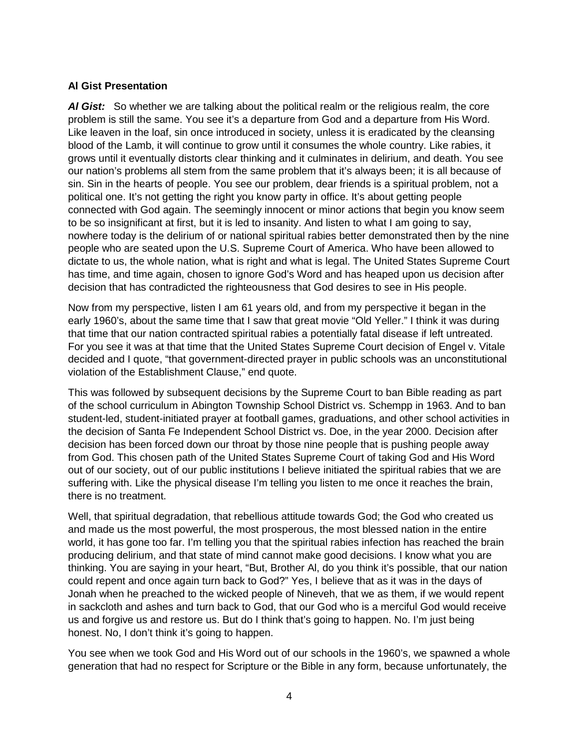**Al Gist Presentation**

***Al Gist:*** So whether we are talking about the political realm or the religious realm, the core problem is still the same. You see it's a departure from God and a departure from His Word. Like leaven in the loaf, sin once introduced in society, unless it is eradicated by the cleansing blood of the Lamb, it will continue to grow until it consumes the whole country. Like rabies, it grows until it eventually distorts clear thinking and it culminates in delirium, and death. You see our nation's problems all stem from the same problem that it's always been; it is all because of sin. Sin in the hearts of people. You see our problem, dear friends is a spiritual problem, not a political one. It's not getting the right you know party in office. It's about getting people connected with God again. The seemingly innocent or minor actions that begin you know seem to be so insignificant at first, but it is led to insanity. And listen to what I am going to say, nowhere today is the delirium of or national spiritual rabies better demonstrated then by the nine people who are seated upon the U.S. Supreme Court of America. Who have been allowed to dictate to us, the whole nation, what is right and what is legal. The United States Supreme Court has time, and time again, chosen to ignore God's Word and has heaped upon us decision after decision that has contradicted the righteousness that God desires to see in His people.

Now from my perspective, listen I am 61 years old, and from my perspective it began in the early 1960's, about the same time that I saw that great movie "Old Yeller." I think it was during that time that our nation contracted spiritual rabies a potentially fatal disease if left untreated. For you see it was at that time that the United States Supreme Court decision of Engel v. Vitale decided and I quote, "that government-directed prayer in public schools was an unconstitutional violation of the Establishment Clause," end quote.

This was followed by subsequent decisions by the Supreme Court to ban Bible reading as part of the school curriculum in Abington Township School District vs. Schempp in 1963. And to ban student-led, student-initiated prayer at football games, graduations, and other school activities in the decision of Santa Fe Independent School District vs. Doe, in the year 2000. Decision after decision has been forced down our throat by those nine people that is pushing people away from God. This chosen path of the United States Supreme Court of taking God and His Word out of our society, out of our public institutions I believe initiated the spiritual rabies that we are suffering with. Like the physical disease I'm telling you listen to me once it reaches the brain, there is no treatment.

Well, that spiritual degradation, that rebellious attitude towards God; the God who created us and made us the most powerful, the most prosperous, the most blessed nation in the entire world, it has gone too far. I'm telling you that the spiritual rabies infection has reached the brain producing delirium, and that state of mind cannot make good decisions. I know what you are thinking. You are saying in your heart, "But, Brother Al, do you think it's possible, that our nation could repent and once again turn back to God?" Yes, I believe that as it was in the days of Jonah when he preached to the wicked people of Nineveh, that we as them, if we would repent in sackcloth and ashes and turn back to God, that our God who is a merciful God would receive us and forgive us and restore us. But do I think that's going to happen. No. I'm just being honest. No, I don't think it's going to happen.

You see when we took God and His Word out of our schools in the 1960's, we spawned a whole generation that had no respect for Scripture or the Bible in any form, because unfortunately, the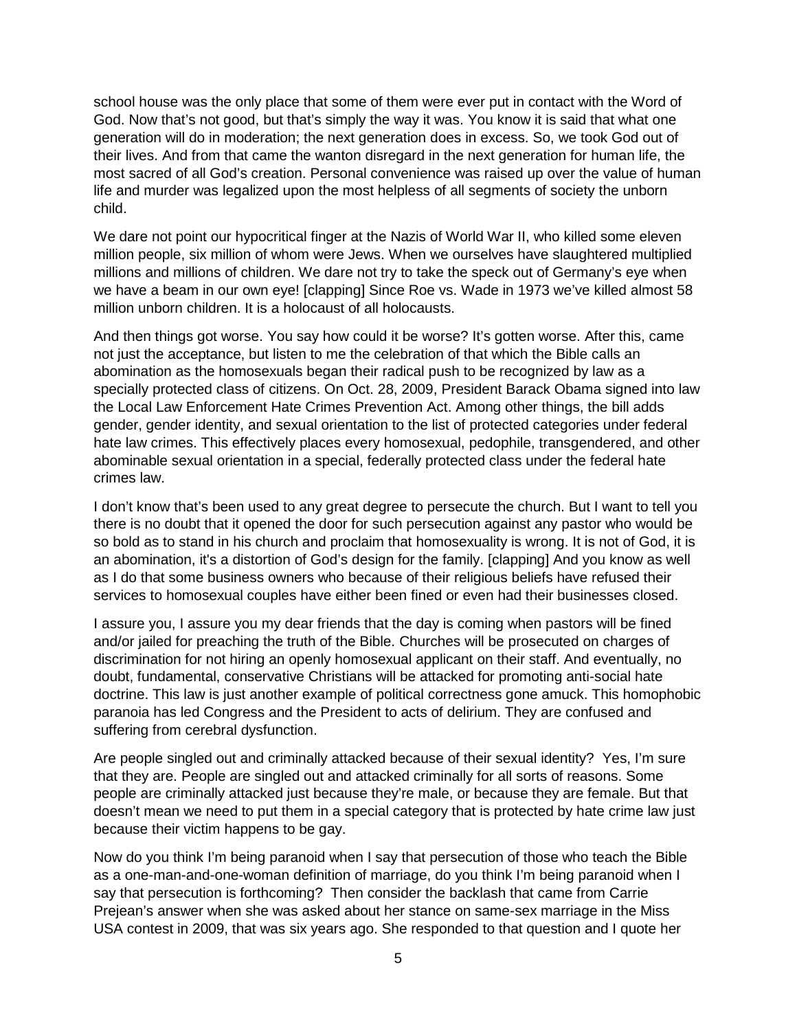school house was the only place that some of them were ever put in contact with the Word of God. Now that's not good, but that's simply the way it was. You know it is said that what one generation will do in moderation; the next generation does in excess. So, we took God out of their lives. And from that came the wanton disregard in the next generation for human life, the most sacred of all God's creation. Personal convenience was raised up over the value of human life and murder was legalized upon the most helpless of all segments of society the unborn child.

We dare not point our hypocritical finger at the Nazis of World War II, who killed some eleven million people, six million of whom were Jews. When we ourselves have slaughtered multiplied millions and millions of children. We dare not try to take the speck out of Germany's eye when we have a beam in our own eye! [clapping] Since Roe vs. Wade in 1973 we've killed almost 58 million unborn children. It is a holocaust of all holocausts.

And then things got worse. You say how could it be worse? It's gotten worse. After this, came not just the acceptance, but listen to me the celebration of that which the Bible calls an abomination as the homosexuals began their radical push to be recognized by law as a specially protected class of citizens. On Oct. 28, 2009, President Barack Obama signed into law the Local Law Enforcement Hate Crimes Prevention Act. Among other things, the bill adds gender, gender identity, and sexual orientation to the list of protected categories under federal hate law crimes. This effectively places every homosexual, pedophile, transgendered, and other abominable sexual orientation in a special, federally protected class under the federal hate crimes law.

I don't know that's been used to any great degree to persecute the church. But I want to tell you there is no doubt that it opened the door for such persecution against any pastor who would be so bold as to stand in his church and proclaim that homosexuality is wrong. It is not of God, it is an abomination, it's a distortion of God's design for the family. [clapping] And you know as well as I do that some business owners who because of their religious beliefs have refused their services to homosexual couples have either been fined or even had their businesses closed.

I assure you, I assure you my dear friends that the day is coming when pastors will be fined and/or jailed for preaching the truth of the Bible. Churches will be prosecuted on charges of discrimination for not hiring an openly homosexual applicant on their staff. And eventually, no doubt, fundamental, conservative Christians will be attacked for promoting anti-social hate doctrine. This law is just another example of political correctness gone amuck. This homophobic paranoia has led Congress and the President to acts of delirium. They are confused and suffering from cerebral dysfunction.

Are people singled out and criminally attacked because of their sexual identity? Yes, I'm sure that they are. People are singled out and attacked criminally for all sorts of reasons. Some people are criminally attacked just because they're male, or because they are female. But that doesn't mean we need to put them in a special category that is protected by hate crime law just because their victim happens to be gay.

Now do you think I'm being paranoid when I say that persecution of those who teach the Bible as a one-man-and-one-woman definition of marriage, do you think I'm being paranoid when I say that persecution is forthcoming? Then consider the backlash that came from Carrie Prejean's answer when she was asked about her stance on same-sex marriage in the Miss USA contest in 2009, that was six years ago. She responded to that question and I quote her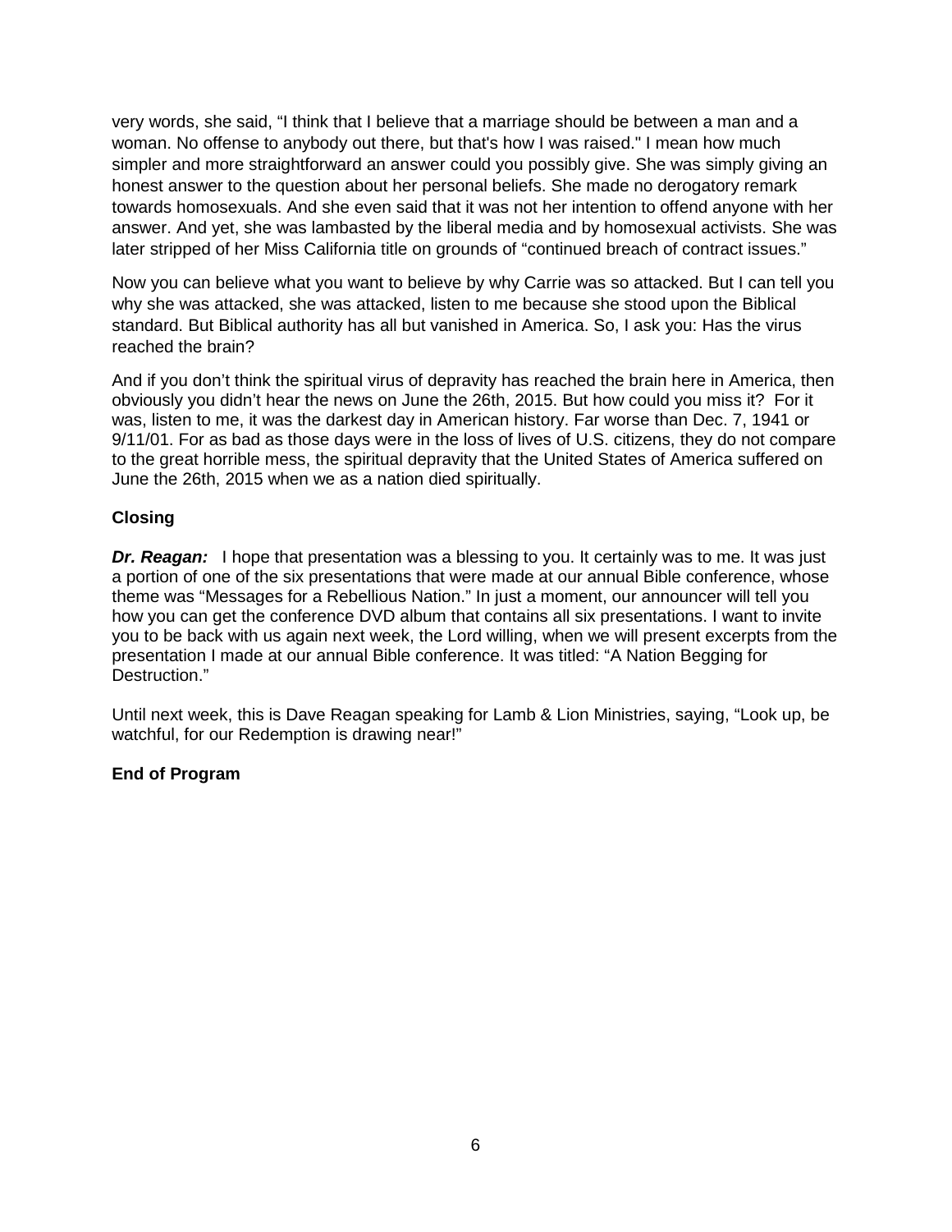very words, she said, "I think that I believe that a marriage should be between a man and a woman. No offense to anybody out there, but that's how I was raised." I mean how much simpler and more straightforward an answer could you possibly give. She was simply giving an honest answer to the question about her personal beliefs. She made no derogatory remark towards homosexuals. And she even said that it was not her intention to offend anyone with her answer. And yet, she was lambasted by the liberal media and by homosexual activists. She was later stripped of her Miss California title on grounds of "continued breach of contract issues."

Now you can believe what you want to believe by why Carrie was so attacked. But I can tell you why she was attacked, she was attacked, listen to me because she stood upon the Biblical standard. But Biblical authority has all but vanished in America. So, I ask you: Has the virus reached the brain?

And if you don't think the spiritual virus of depravity has reached the brain here in America, then obviously you didn't hear the news on June the 26th, 2015. But how could you miss it? For it was, listen to me, it was the darkest day in American history. Far worse than Dec. 7, 1941 or 9/11/01. For as bad as those days were in the loss of lives of U.S. citizens, they do not compare to the great horrible mess, the spiritual depravity that the United States of America suffered on June the 26th, 2015 when we as a nation died spiritually.

**Closing**

***Dr. Reagan:*** I hope that presentation was a blessing to you. It certainly was to me. It was just a portion of one of the six presentations that were made at our annual Bible conference, whose theme was "Messages for a Rebellious Nation." In just a moment, our announcer will tell you how you can get the conference DVD album that contains all six presentations. I want to invite you to be back with us again next week, the Lord willing, when we will present excerpts from the presentation I made at our annual Bible conference. It was titled: "A Nation Begging for Destruction."

Until next week, this is Dave Reagan speaking for Lamb & Lion Ministries, saying, "Look up, be watchful, for our Redemption is drawing near!"

**End of Program**